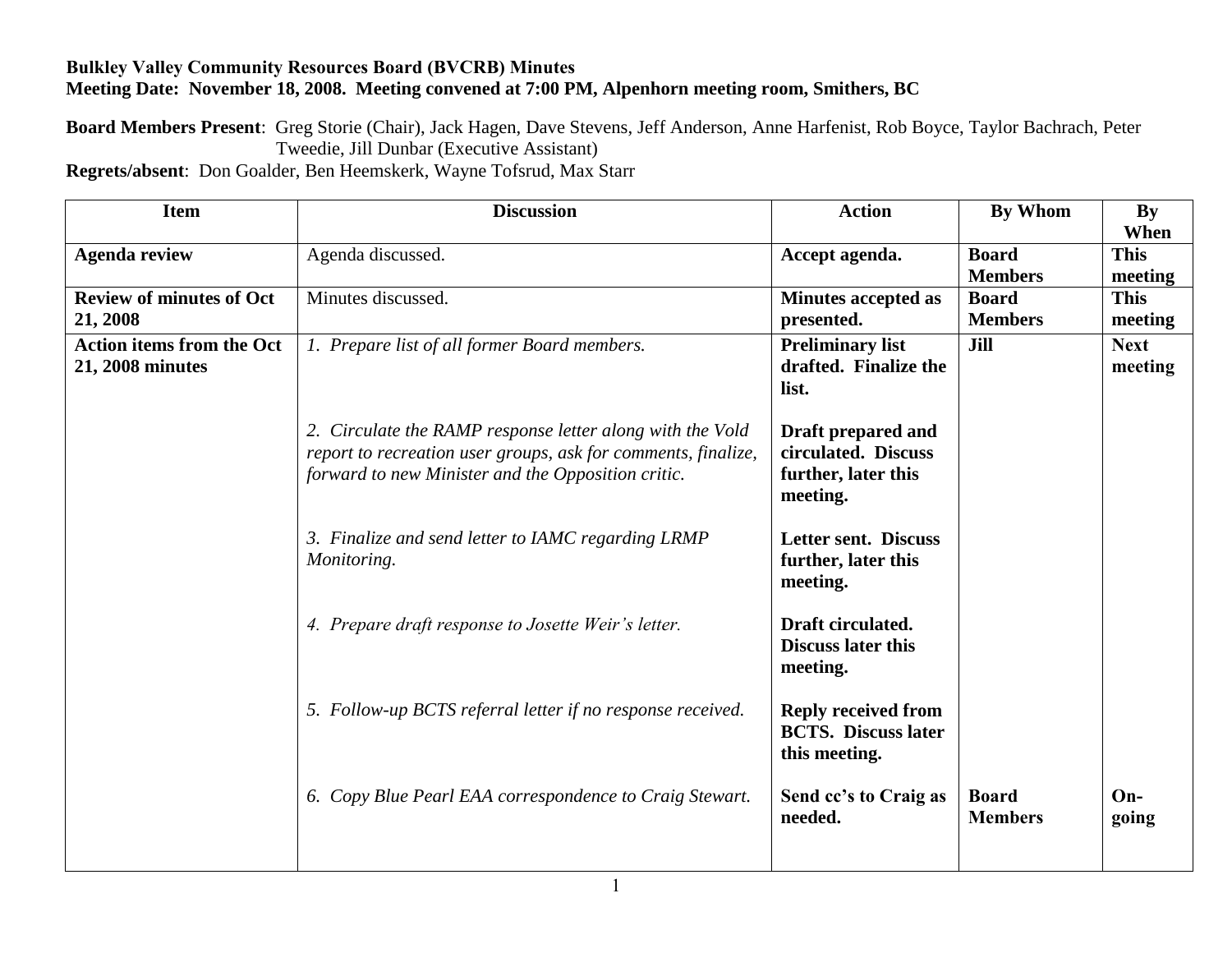**Bulkley Valley Community Resources Board (BVCRB) Minutes**
**Meeting Date: November 18, 2008. Meeting convened at 7:00 PM, Alpenhorn meeting room, Smithers, BC**

**Board Members Present**: Greg Storie (Chair), Jack Hagen, Dave Stevens, Jeff Anderson, Anne Harfenist, Rob Boyce, Taylor Bachrach, Peter Tweedie, Jill Dunbar (Executive Assistant)
**Regrets/absent**: Don Goalder, Ben Heemskerk, Wayne Tofsrud, Max Starr

| Item | Discussion | Action | By Whom | By When |
|---|---|---|---|---|
| **Agenda review** | Agenda discussed. | **Accept agenda.** | **Board Members** | **This meeting** |
| **Review of minutes of Oct 21, 2008** | Minutes discussed. | **Minutes accepted as presented.** | **Board Members** | **This meeting** |
| **Action items from the Oct 21, 2008 minutes** | *1. Prepare list of all former Board members.* | **Preliminary list drafted. Finalize the list.** | **Jill** | **Next meeting** |
| | *2. Circulate the RAMP response letter along with the Vold report to recreation user groups, ask for comments, finalize, forward to new Minister and the Opposition critic.* | **Draft prepared and circulated. Discuss further, later this meeting.** | | |
| | *3. Finalize and send letter to IAMC regarding LRMP Monitoring.* | **Letter sent. Discuss further, later this meeting.** | | |
| | *4. Prepare draft response to Josette Weir's letter.* | **Draft circulated. Discuss later this meeting.** | | |
| | *5. Follow-up BCTS referral letter if no response received.* | **Reply received from BCTS. Discuss later this meeting.** | | |
| | *6. Copy Blue Pearl EAA correspondence to Craig Stewart.* | **Send cc's to Craig as needed.** | **Board Members** | **On-going** |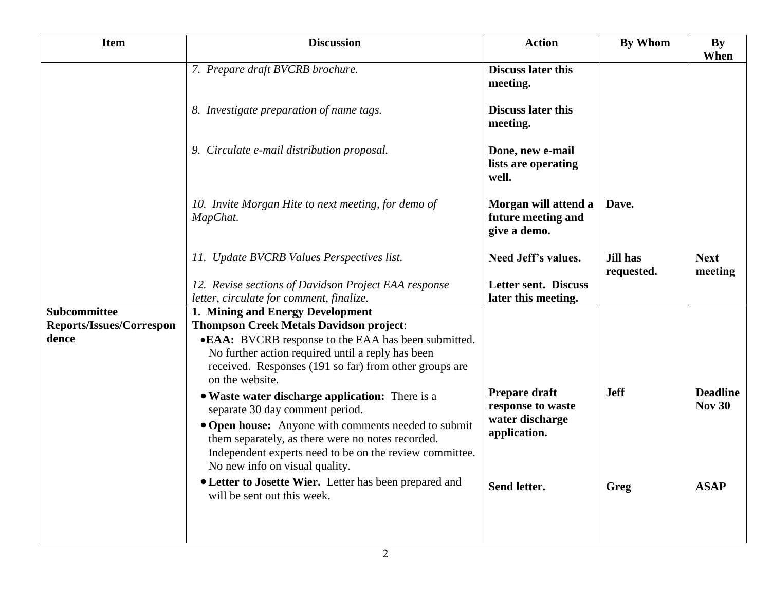| Item | Discussion | Action | By Whom | By When |
|---|---|---|---|---|
| | *7. Prepare draft BVCRB brochure.* | **Discuss later this meeting.** | | |
| | *8. Investigate preparation of name tags.* | **Discuss later this meeting.** | | |
| | *9. Circulate e-mail distribution proposal.* | **Done, new e-mail lists are operating well.** | | |
| | *10. Invite Morgan Hite to next meeting, for demo of MapChat.* | **Morgan will attend a future meeting and give a demo.** | **Dave.** | |
| | *11. Update BVCRB Values Perspectives list.* | **Need Jeff's values.** | **Jill has requested.** | **Next meeting** |
| | *12. Revise sections of Davidson Project EAA response letter, circulate for comment, finalize.* | **Letter sent. Discuss later this meeting.** | | |
| **Subcommittee Reports/Issues/Correspondence** | **1. Mining and Energy Development**<br>**Thompson Creek Metals Davidson project**:<br>• **EAA:** BVCRB response to the EAA has been submitted. No further action required until a reply has been received. Responses (191 so far) from other groups are on the website. | | | |
| | • **Waste water discharge application:** There is a separate 30 day comment period.<br>• **Open house:** Anyone with comments needed to submit them separately, as there were no notes recorded. Independent experts need to be on the review committee. No new info on visual quality. | **Prepare draft response to waste water discharge application.** | **Jeff** | **Deadline Nov 30** |
| | • **Letter to Josette Wier.** Letter has been prepared and will be sent out this week. | **Send letter.** | **Greg** | **ASAP** |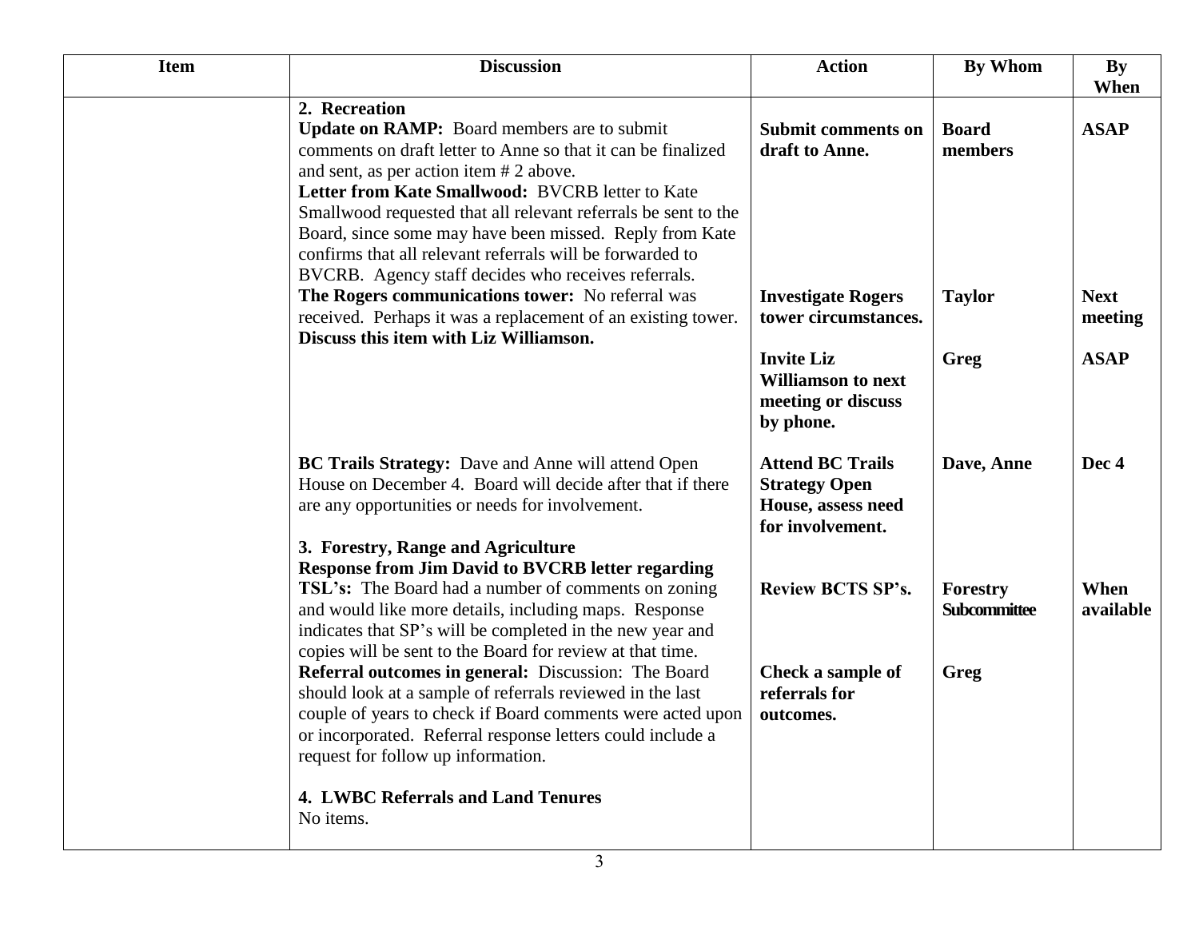| Item | Discussion | Action | By Whom | By When |
|---|---|---|---|---|
| | **2. Recreation** <br> **Update on RAMP:** Board members are to submit comments on draft letter to Anne so that it can be finalized and sent, as per action item # 2 above. | **Submit comments on draft to Anne.** | **Board members** | **ASAP** |
| | **Letter from Kate Smallwood:** BVCRB letter to Kate Smallwood requested that all relevant referrals be sent to the Board, since some may have been missed. Reply from Kate confirms that all relevant referrals will be forwarded to BVCRB. Agency staff decides who receives referrals. | | | |
| | **The Rogers communications tower:** No referral was received. Perhaps it was a replacement of an existing tower. **Discuss this item with Liz Williamson.** | **Investigate Rogers tower circumstances.** | **Taylor** | **Next meeting** |
| | | **Invite Liz Williamson to next meeting or discuss by phone.** | **Greg** | **ASAP** |
| | **BC Trails Strategy:** Dave and Anne will attend Open House on December 4. Board will decide after that if there are any opportunities or needs for involvement. | **Attend BC Trails Strategy Open House, assess need for involvement.** | **Dave, Anne** | **Dec 4** |
| | **3. Forestry, Range and Agriculture** <br> **Response from Jim David to BVCRB letter regarding TSL's:** The Board had a number of comments on zoning and would like more details, including maps. Response indicates that SP's will be completed in the new year and copies will be sent to the Board for review at that time. | **Review BCTS SP's.** | **Forestry Subcommittee** | **When available** |
| | **Referral outcomes in general:** Discussion: The Board should look at a sample of referrals reviewed in the last couple of years to check if Board comments were acted upon or incorporated. Referral response letters could include a request for follow up information. | **Check a sample of referrals for outcomes.** | **Greg** | |
| | **4. LWBC Referrals and Land Tenures** <br> No items. | | | |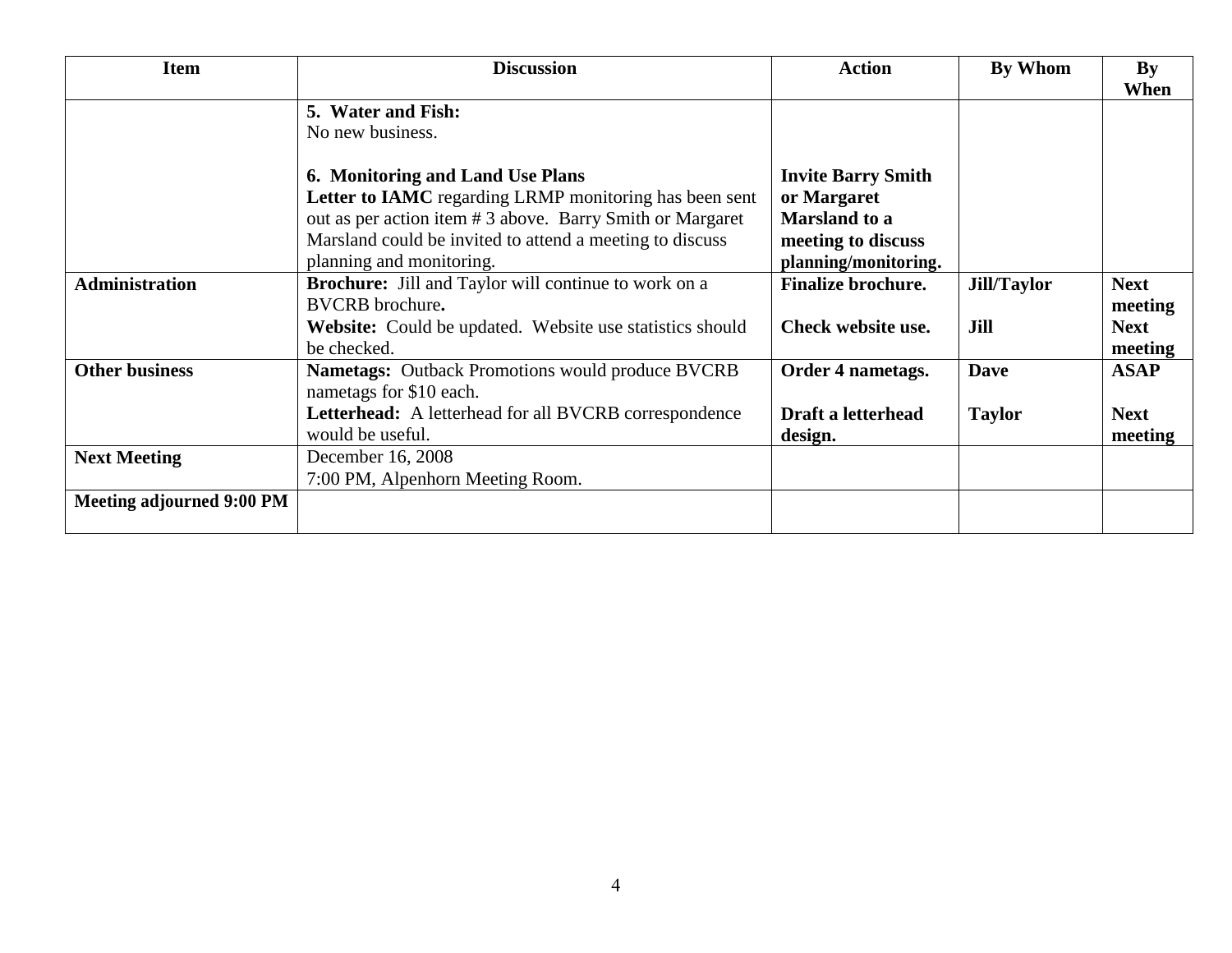| Item | Discussion | Action | By Whom | By When |
|---|---|---|---|---|
| | **5. Water and Fish:** No new business. **6. Monitoring and Land Use Plans** **Letter to IAMC** regarding LRMP monitoring has been sent out as per action item # 3 above. Barry Smith or Margaret Marsland could be invited to attend a meeting to discuss planning and monitoring. | **Invite Barry Smith or Margaret Marsland to a meeting to discuss planning/monitoring.** | | |
| **Administration** | **Brochure:** Jill and Taylor will continue to work on a BVCRB brochure**.** **Website:** Could be updated. Website use statistics should be checked. | **Finalize brochure.** **Check website use.** | **Jill/Taylor** **Jill** | **Next meeting** **Next meeting** |
| **Other business** | **Nametags:** Outback Promotions would produce BVCRB nametags for $10 each. **Letterhead:** A letterhead for all BVCRB correspondence would be useful. | **Order 4 nametags.** **Draft a letterhead design.** | **Dave** **Taylor** | **ASAP** **Next meeting** |
| **Next Meeting** | December 16, 2008 7:00 PM, Alpenhorn Meeting Room. | | | |
| **Meeting adjourned 9:00 PM** | | | | |